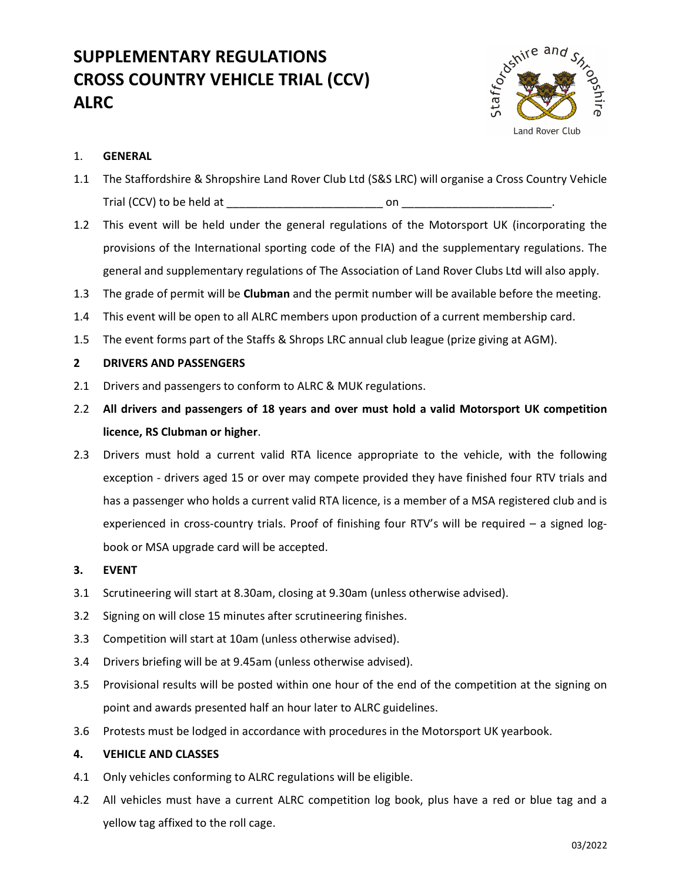# SUPPLEMENTARY REGULATIONS
# CROSS COUNTRY VEHICLE TRIAL (CCV)
# ALRC

Staffordshire and Shropshire Land Rover Club

1. **GENERAL**

1.1 The Staffordshire & Shropshire Land Rover Club Ltd (S&S LRC) will organise a Cross Country Vehicle Trial (CCV) to be held at ________________________ on _______________________.

1.2 This event will be held under the general regulations of the Motorsport UK (incorporating the provisions of the International sporting code of the FIA) and the supplementary regulations. The general and supplementary regulations of The Association of Land Rover Clubs Ltd will also apply.

1.3 The grade of permit will be **Clubman** and the permit number will be available before the meeting.

1.4 This event will be open to all ALRC members upon production of a current membership card.

1.5 The event forms part of the Staffs & Shrops LRC annual club league (prize giving at AGM).

**2 DRIVERS AND PASSENGERS**

2.1 Drivers and passengers to conform to ALRC & MUK regulations.

2.2 **All drivers and passengers of 18 years and over must hold a valid Motorsport UK competition licence, RS Clubman or higher**.

2.3 Drivers must hold a current valid RTA licence appropriate to the vehicle, with the following exception - drivers aged 15 or over may compete provided they have finished four RTV trials and has a passenger who holds a current valid RTA licence, is a member of a MSA registered club and is experienced in cross-country trials. Proof of finishing four RTV's will be required – a signed log-book or MSA upgrade card will be accepted.

**3. EVENT**

3.1 Scrutineering will start at 8.30am, closing at 9.30am (unless otherwise advised).

3.2 Signing on will close 15 minutes after scrutineering finishes.

3.3 Competition will start at 10am (unless otherwise advised).

3.4 Drivers briefing will be at 9.45am (unless otherwise advised).

3.5 Provisional results will be posted within one hour of the end of the competition at the signing on point and awards presented half an hour later to ALRC guidelines.

3.6 Protests must be lodged in accordance with procedures in the Motorsport UK yearbook.

**4. VEHICLE AND CLASSES**

4.1 Only vehicles conforming to ALRC regulations will be eligible.

4.2 All vehicles must have a current ALRC competition log book, plus have a red or blue tag and a yellow tag affixed to the roll cage.

03/2022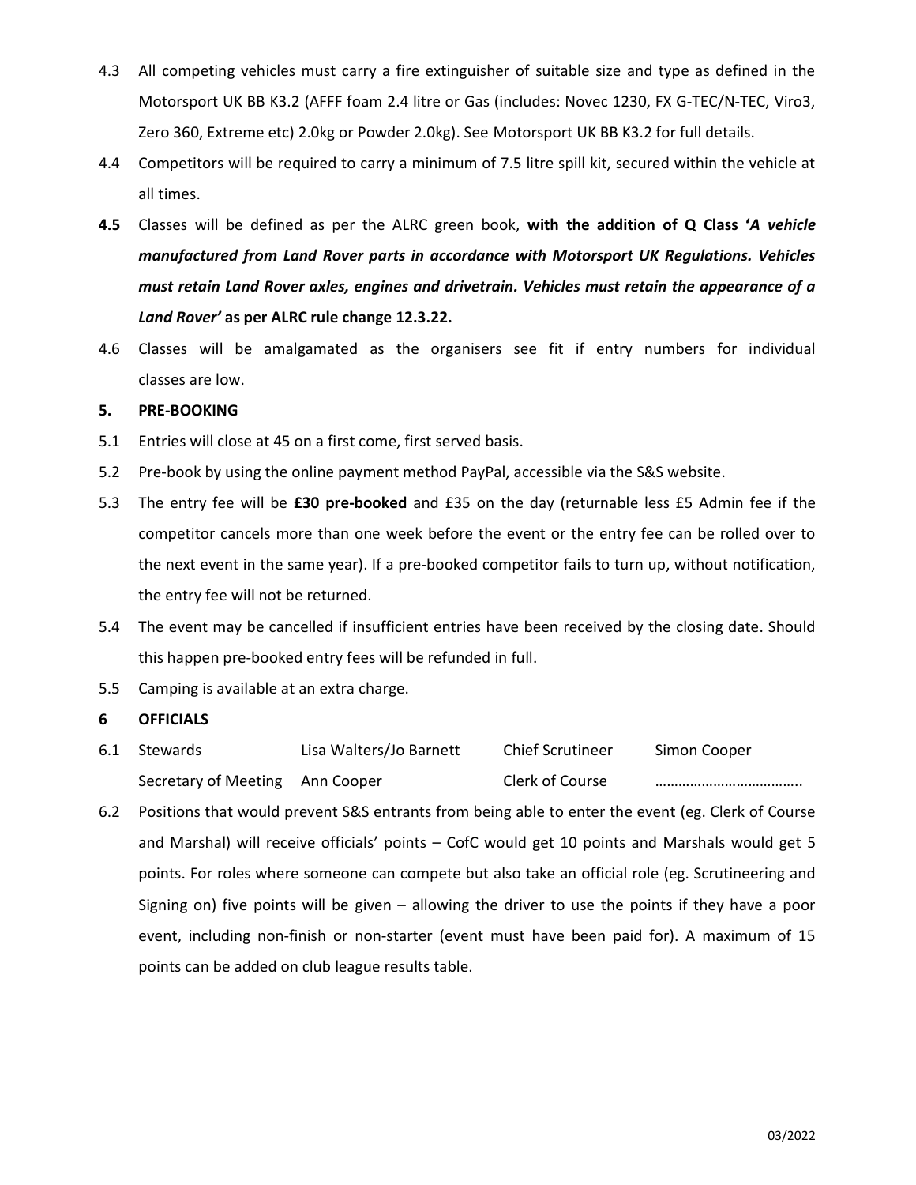4.3 All competing vehicles must carry a fire extinguisher of suitable size and type as defined in the Motorsport UK BB K3.2 (AFFF foam 2.4 litre or Gas (includes: Novec 1230, FX G-TEC/N-TEC, Viro3, Zero 360, Extreme etc) 2.0kg or Powder 2.0kg). See Motorsport UK BB K3.2 for full details.

4.4 Competitors will be required to carry a minimum of 7.5 litre spill kit, secured within the vehicle at all times.

**4.5** Classes will be defined as per the ALRC green book, **with the addition of Q Class '*A vehicle manufactured from Land Rover parts in accordance with Motorsport UK Regulations. Vehicles must retain Land Rover axles, engines and drivetrain. Vehicles must retain the appearance of a Land Rover*' as per ALRC rule change 12.3.22.**

4.6 Classes will be amalgamated as the organisers see fit if entry numbers for individual classes are low.

**5. PRE-BOOKING**

5.1 Entries will close at 45 on a first come, first served basis.

5.2 Pre-book by using the online payment method PayPal, accessible via the S&S website.

5.3 The entry fee will be **£30 pre-booked** and £35 on the day (returnable less £5 Admin fee if the competitor cancels more than one week before the event or the entry fee can be rolled over to the next event in the same year). If a pre-booked competitor fails to turn up, without notification, the entry fee will not be returned.

5.4 The event may be cancelled if insufficient entries have been received by the closing date. Should this happen pre-booked entry fees will be refunded in full.

5.5 Camping is available at an extra charge.

**6 OFFICIALS**

6.1

| | | | |
|---|---|---|---|
| Stewards | Lisa Walters/Jo Barnett | Chief Scrutineer | Simon Cooper |
| Secretary of Meeting | Ann Cooper | Clerk of Course | ……………………………….. |

6.2 Positions that would prevent S&S entrants from being able to enter the event (eg. Clerk of Course and Marshal) will receive officials' points – CofC would get 10 points and Marshals would get 5 points. For roles where someone can compete but also take an official role (eg. Scrutineering and Signing on) five points will be given – allowing the driver to use the points if they have a poor event, including non-finish or non-starter (event must have been paid for). A maximum of 15 points can be added on club league results table.

03/2022